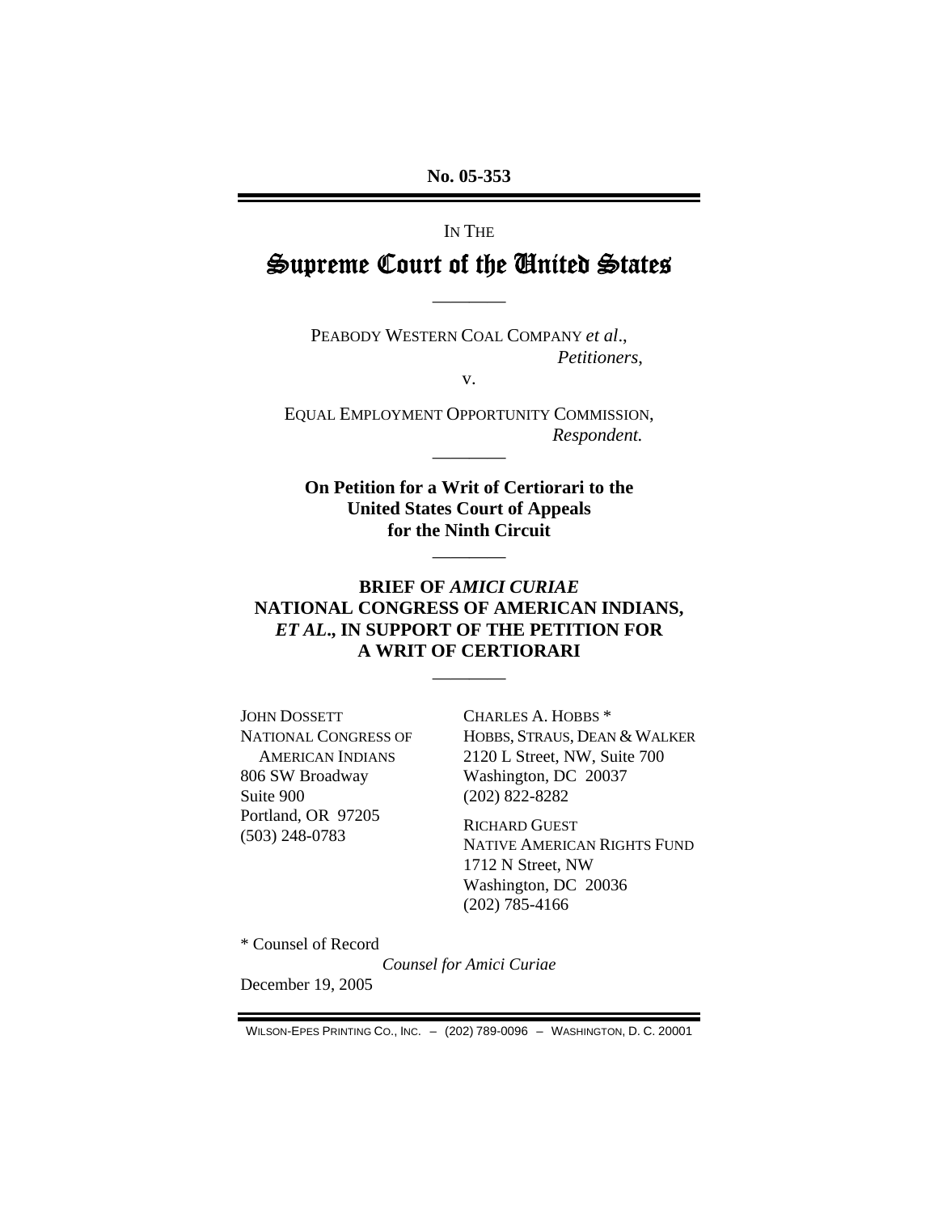No. 05-353

IN THE

# Supreme Court of the United States

---

PEABODY WESTERN COAL COMPANY *et al*.,
*Petitioners*,

v.

EQUAL EMPLOYMENT OPPORTUNITY COMMISSION,
*Respondent.*

---

**On Petition for a Writ of Certiorari to the United States Court of Appeals for the Ninth Circuit**

---

**BRIEF OF *AMICI CURIAE* NATIONAL CONGRESS OF AMERICAN INDIANS, *ET AL*., IN SUPPORT OF THE PETITION FOR A WRIT OF CERTIORARI**

---

JOHN DOSSETT
NATIONAL CONGRESS OF AMERICAN INDIANS
806 SW Broadway
Suite 900
Portland, OR 97205
(503) 248-0783

CHARLES A. HOBBS *
HOBBS, STRAUS, DEAN & WALKER
2120 L Street, NW, Suite 700
Washington, DC 20037
(202) 822-8282

RICHARD GUEST
NATIVE AMERICAN RIGHTS FUND
1712 N Street, NW
Washington, DC 20036
(202) 785-4166

* Counsel of Record

*Counsel for Amici Curiae*

December 19, 2005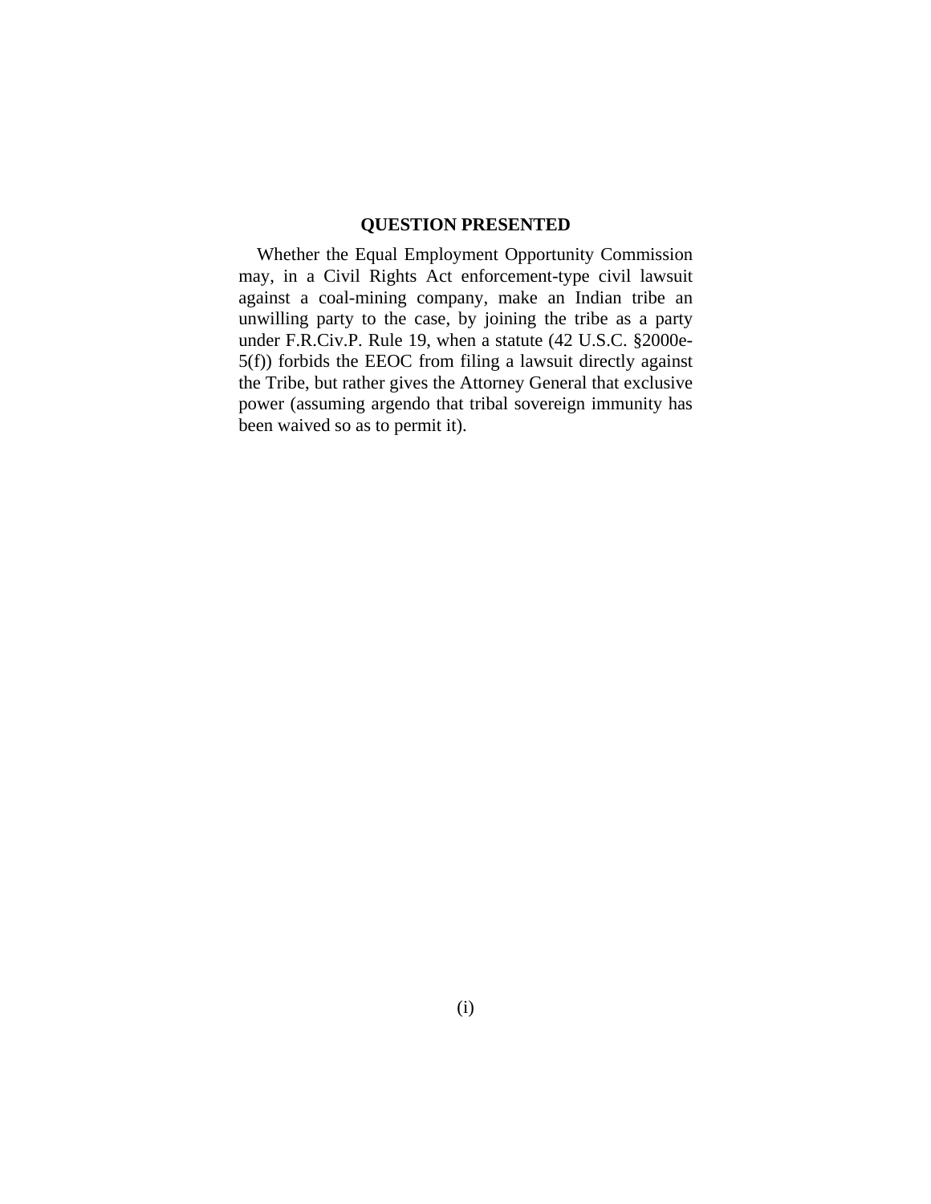## QUESTION PRESENTED

Whether the Equal Employment Opportunity Commission may, in a Civil Rights Act enforcement-type civil lawsuit against a coal-mining company, make an Indian tribe an unwilling party to the case, by joining the tribe as a party under F.R.Civ.P. Rule 19, when a statute (42 U.S.C. §2000e-5(f)) forbids the EEOC from filing a lawsuit directly against the Tribe, but rather gives the Attorney General that exclusive power (assuming argendo that tribal sovereign immunity has been waived so as to permit it).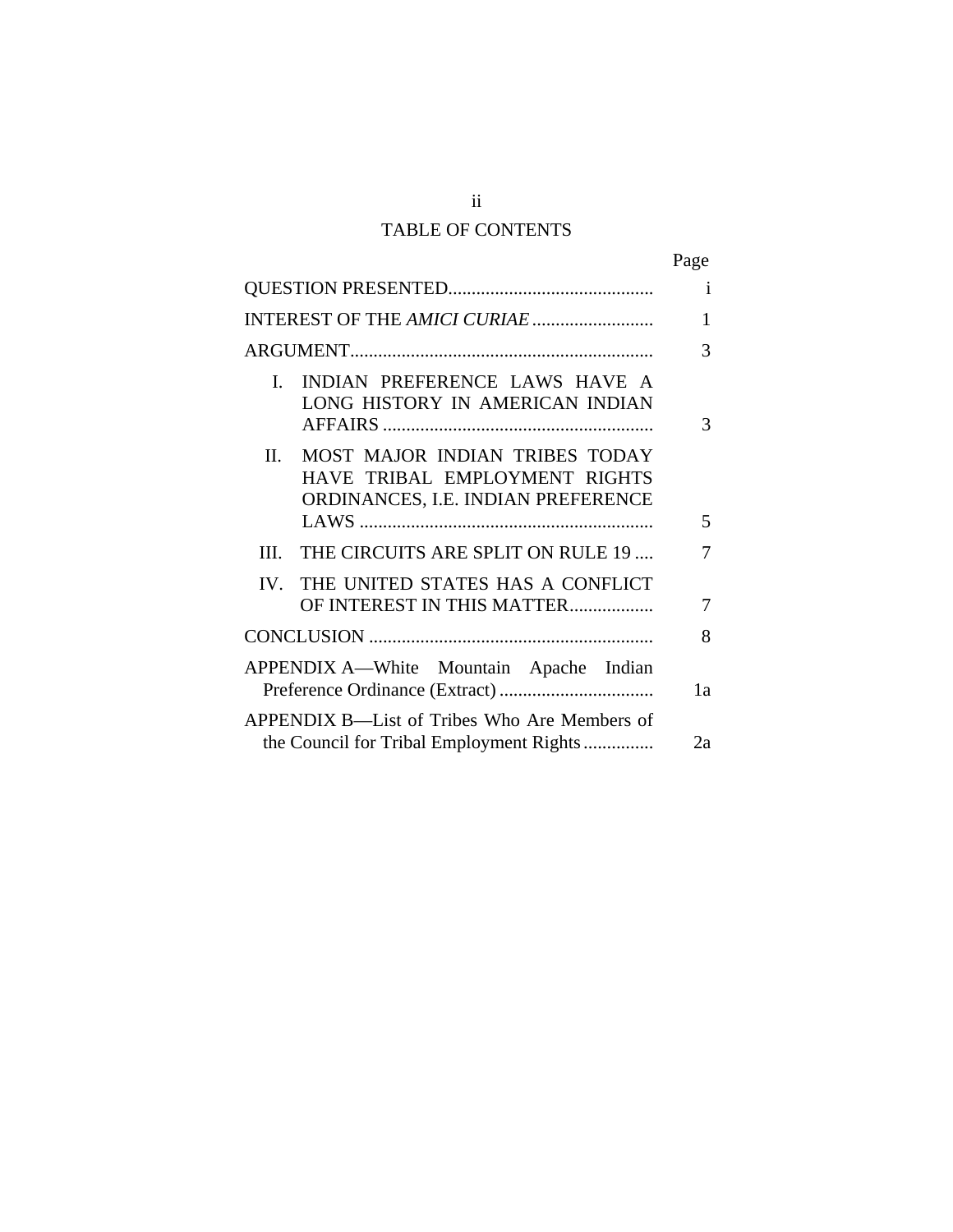## TABLE OF CONTENTS

| | Page |
|---|---|
| QUESTION PRESENTED | i |
| INTEREST OF THE *AMICI CURIAE* | 1 |
| ARGUMENT | 3 |
| I. INDIAN PREFERENCE LAWS HAVE A LONG HISTORY IN AMERICAN INDIAN AFFAIRS | 3 |
| II. MOST MAJOR INDIAN TRIBES TODAY HAVE TRIBAL EMPLOYMENT RIGHTS ORDINANCES, I.E. INDIAN PREFERENCE LAWS | 5 |
| III. THE CIRCUITS ARE SPLIT ON RULE 19 | 7 |
| IV. THE UNITED STATES HAS A CONFLICT OF INTEREST IN THIS MATTER | 7 |
| CONCLUSION | 8 |
| APPENDIX A—White Mountain Apache Indian Preference Ordinance (Extract) | 1a |
| APPENDIX B—List of Tribes Who Are Members of the Council for Tribal Employment Rights | 2a |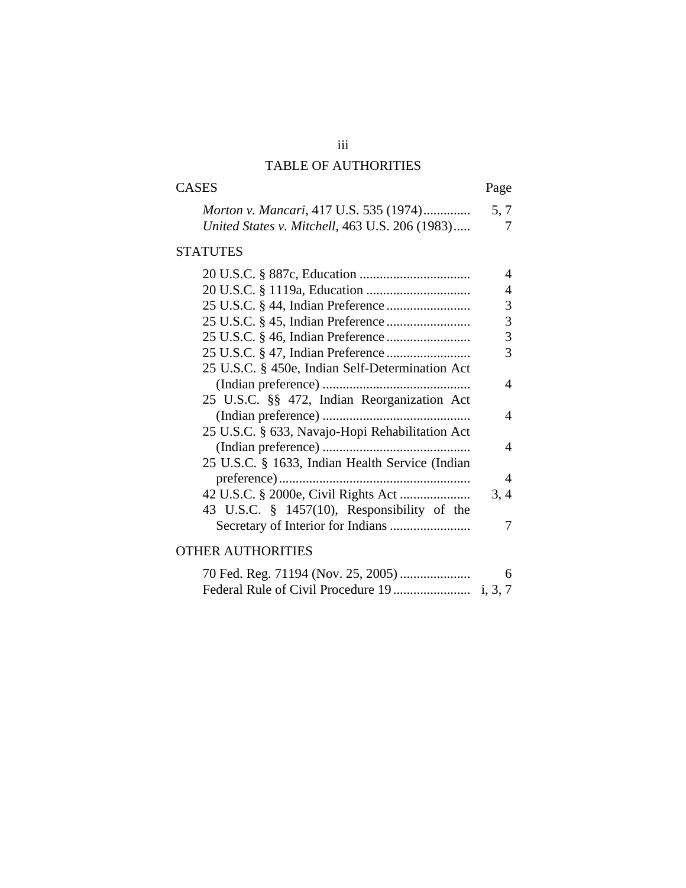# TABLE OF AUTHORITIES

| CASES | Page |
|---|---|
| *Morton v. Mancari*, 417 U.S. 535 (1974) | 5, 7 |
| *United States v. Mitchell*, 463 U.S. 206 (1983) | 7 |

| STATUTES | |
|---|---|
| 20 U.S.C. § 887c, Education | 4 |
| 20 U.S.C. § 1119a, Education | 4 |
| 25 U.S.C. § 44, Indian Preference | 3 |
| 25 U.S.C. § 45, Indian Preference | 3 |
| 25 U.S.C. § 46, Indian Preference | 3 |
| 25 U.S.C. § 47, Indian Preference | 3 |
| 25 U.S.C. § 450e, Indian Self-Determination Act (Indian preference) | 4 |
| 25 U.S.C. §§ 472, Indian Reorganization Act (Indian preference) | 4 |
| 25 U.S.C. § 633, Navajo-Hopi Rehabilitation Act (Indian preference) | 4 |
| 25 U.S.C. § 1633, Indian Health Service (Indian preference) | 4 |
| 42 U.S.C. § 2000e, Civil Rights Act | 3, 4 |
| 43 U.S.C. § 1457(10), Responsibility of the Secretary of Interior for Indians | 7 |

| OTHER AUTHORITIES | |
|---|---|
| 70 Fed. Reg. 71194 (Nov. 25, 2005) | 6 |
| Federal Rule of Civil Procedure 19 | i, 3, 7 |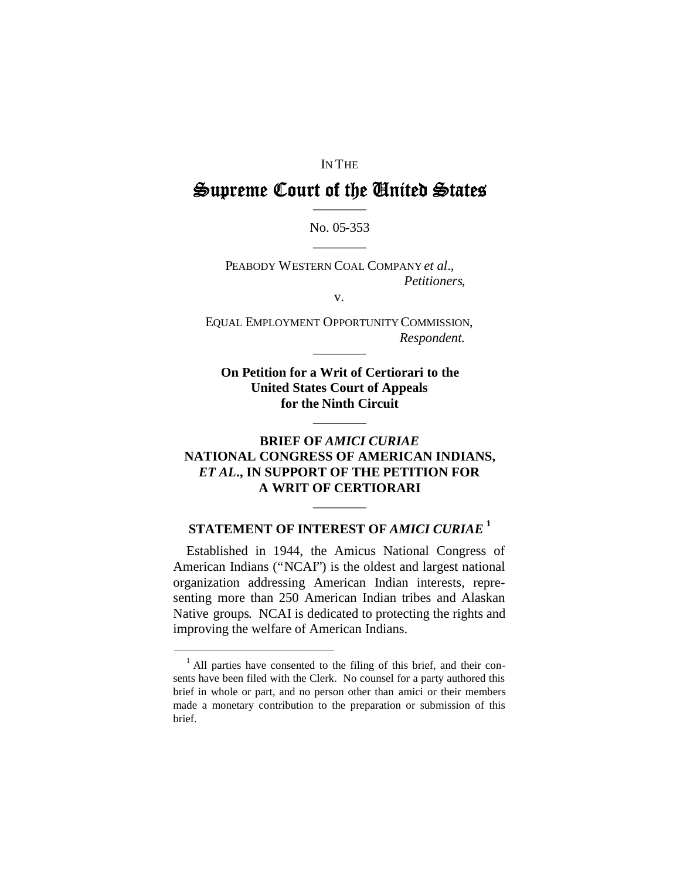IN THE

# Supreme Court of the United States

No. 05-353

PEABODY WESTERN COAL COMPANY *et al*.,
*Petitioners*,

v.

EQUAL EMPLOYMENT OPPORTUNITY COMMISSION,
*Respondent.*

**On Petition for a Writ of Certiorari to the United States Court of Appeals for the Ninth Circuit**

**BRIEF OF *AMICI CURIAE* NATIONAL CONGRESS OF AMERICAN INDIANS, *ET AL*., IN SUPPORT OF THE PETITION FOR A WRIT OF CERTIORARI**

## STATEMENT OF INTEREST OF *AMICI CURIAE* [1]

Established in 1944, the Amicus National Congress of American Indians ("NCAI") is the oldest and largest national organization addressing American Indian interests, representing more than 250 American Indian tribes and Alaskan Native groups. NCAI is dedicated to protecting the rights and improving the welfare of American Indians.

[1] All parties have consented to the filing of this brief, and their consents have been filed with the Clerk. No counsel for a party authored this brief in whole or part, and no person other than amici or their members made a monetary contribution to the preparation or submission of this brief.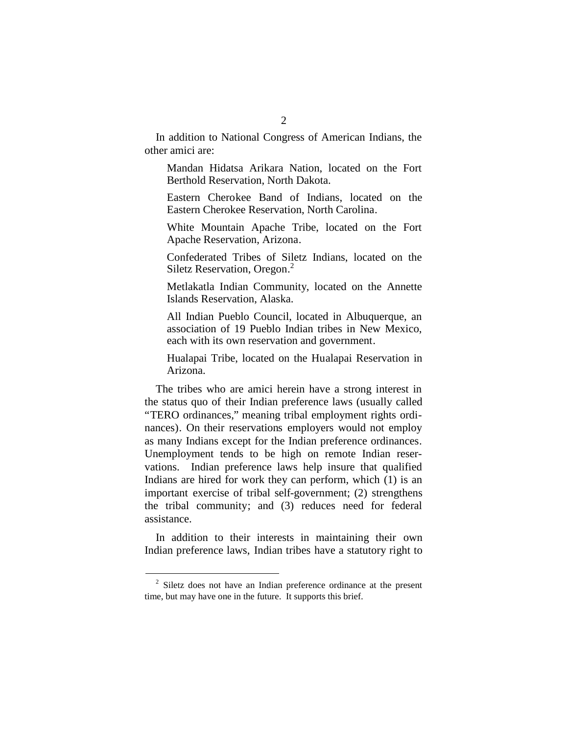In addition to National Congress of American Indians, the other amici are:

> Mandan Hidatsa Arikara Nation, located on the Fort Berthold Reservation, North Dakota.
>
> Eastern Cherokee Band of Indians, located on the Eastern Cherokee Reservation, North Carolina.
>
> White Mountain Apache Tribe, located on the Fort Apache Reservation, Arizona.
>
> Confederated Tribes of Siletz Indians, located on the Siletz Reservation, Oregon.[2]
>
> Metlakatla Indian Community, located on the Annette Islands Reservation, Alaska.
>
> All Indian Pueblo Council, located in Albuquerque, an association of 19 Pueblo Indian tribes in New Mexico, each with its own reservation and government.
>
> Hualapai Tribe, located on the Hualapai Reservation in Arizona.

The tribes who are amici herein have a strong interest in the status quo of their Indian preference laws (usually called "TERO ordinances," meaning tribal employment rights ordinances). On their reservations employers would not employ as many Indians except for the Indian preference ordinances. Unemployment tends to be high on remote Indian reservations. Indian preference laws help insure that qualified Indians are hired for work they can perform, which (1) is an important exercise of tribal self-government; (2) strengthens the tribal community; and (3) reduces need for federal assistance.

In addition to their interests in maintaining their own Indian preference laws, Indian tribes have a statutory right to

---

[2] Siletz does not have an Indian preference ordinance at the present time, but may have one in the future. It supports this brief.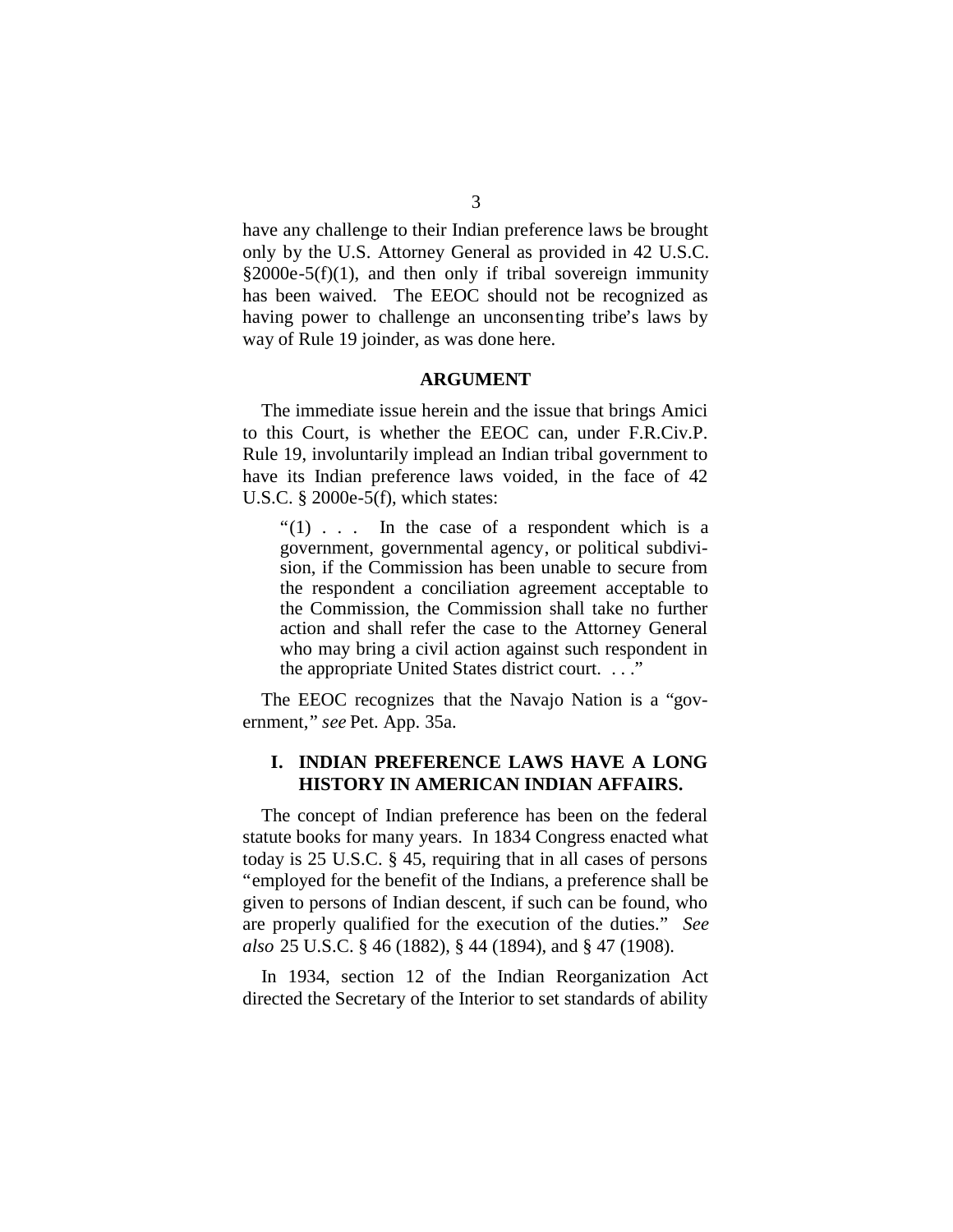have any challenge to their Indian preference laws be brought only by the U.S. Attorney General as provided in 42 U.S.C. §2000e-5(f)(1), and then only if tribal sovereign immunity has been waived. The EEOC should not be recognized as having power to challenge an unconsenting tribe's laws by way of Rule 19 joinder, as was done here.

## ARGUMENT

The immediate issue herein and the issue that brings Amici to this Court, is whether the EEOC can, under F.R.Civ.P. Rule 19, involuntarily implead an Indian tribal government to have its Indian preference laws voided, in the face of 42 U.S.C. § 2000e-5(f), which states:

> "(1) . . . In the case of a respondent which is a government, governmental agency, or political subdivision, if the Commission has been unable to secure from the respondent a conciliation agreement acceptable to the Commission, the Commission shall take no further action and shall refer the case to the Attorney General who may bring a civil action against such respondent in the appropriate United States district court. . . ."

The EEOC recognizes that the Navajo Nation is a "government," *see* Pet. App. 35a.

### I. INDIAN PREFERENCE LAWS HAVE A LONG HISTORY IN AMERICAN INDIAN AFFAIRS.

The concept of Indian preference has been on the federal statute books for many years. In 1834 Congress enacted what today is 25 U.S.C. § 45, requiring that in all cases of persons "employed for the benefit of the Indians, a preference shall be given to persons of Indian descent, if such can be found, who are properly qualified for the execution of the duties." *See also* 25 U.S.C. § 46 (1882), § 44 (1894), and § 47 (1908).

In 1934, section 12 of the Indian Reorganization Act directed the Secretary of the Interior to set standards of ability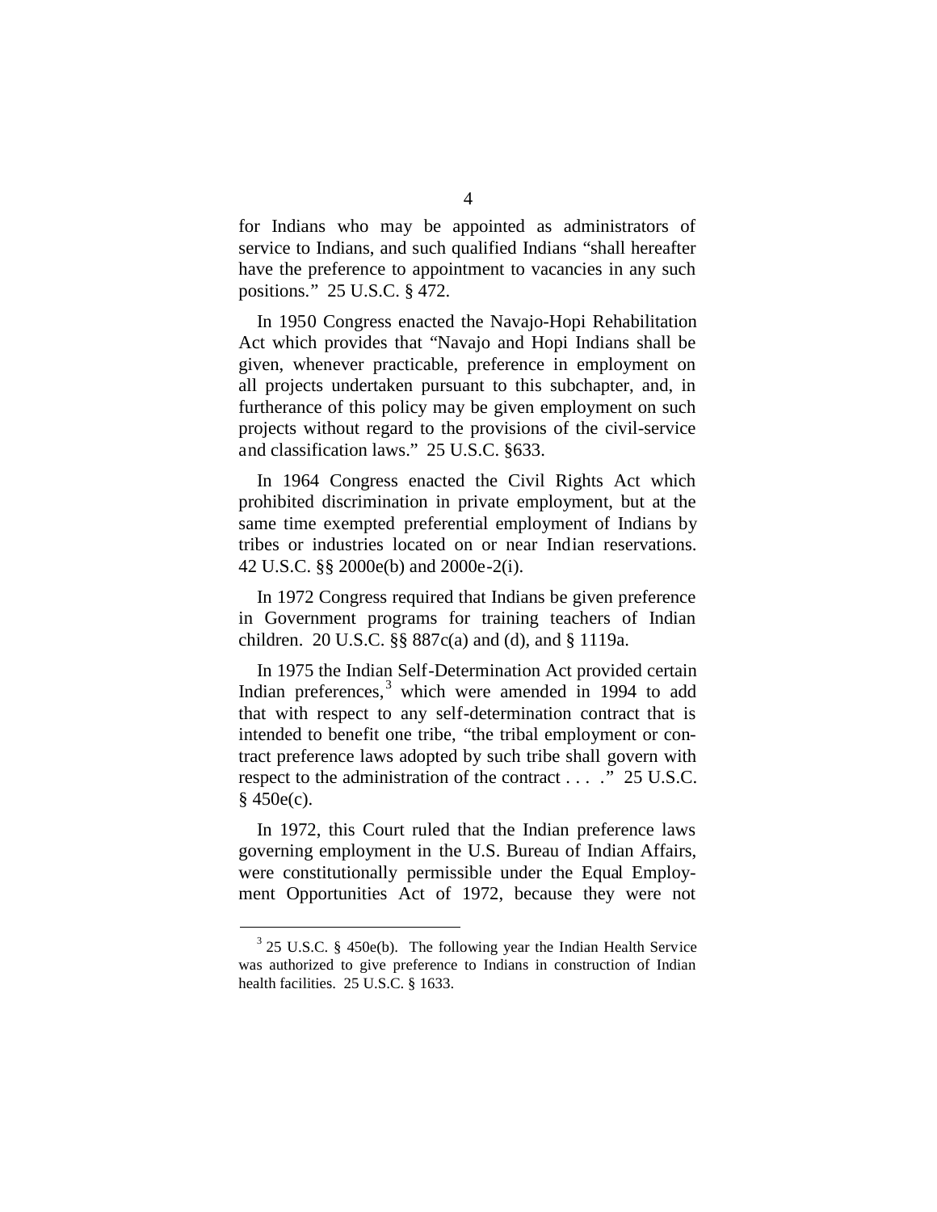for Indians who may be appointed as administrators of service to Indians, and such qualified Indians "shall hereafter have the preference to appointment to vacancies in any such positions." 25 U.S.C. § 472.

In 1950 Congress enacted the Navajo-Hopi Rehabilitation Act which provides that "Navajo and Hopi Indians shall be given, whenever practicable, preference in employment on all projects undertaken pursuant to this subchapter, and, in furtherance of this policy may be given employment on such projects without regard to the provisions of the civil-service and classification laws." 25 U.S.C. §633.

In 1964 Congress enacted the Civil Rights Act which prohibited discrimination in private employment, but at the same time exempted preferential employment of Indians by tribes or industries located on or near Indian reservations. 42 U.S.C. §§ 2000e(b) and 2000e-2(i).

In 1972 Congress required that Indians be given preference in Government programs for training teachers of Indian children. 20 U.S.C. §§ 887c(a) and (d), and § 1119a.

In 1975 the Indian Self-Determination Act provided certain Indian preferences,[3] which were amended in 1994 to add that with respect to any self-determination contract that is intended to benefit one tribe, "the tribal employment or contract preference laws adopted by such tribe shall govern with respect to the administration of the contract . . . ." 25 U.S.C. § 450e(c).

In 1972, this Court ruled that the Indian preference laws governing employment in the U.S. Bureau of Indian Affairs, were constitutionally permissible under the Equal Employment Opportunities Act of 1972, because they were not

[3] 25 U.S.C. § 450e(b). The following year the Indian Health Service was authorized to give preference to Indians in construction of Indian health facilities. 25 U.S.C. § 1633.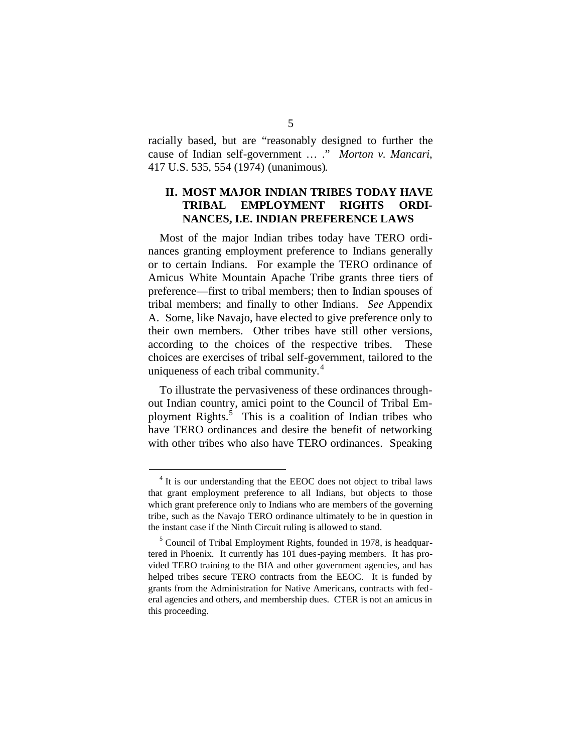racially based, but are "reasonably designed to further the cause of Indian self-government … ." *Morton v. Mancari*, 417 U.S. 535, 554 (1974) (unanimous).

## II. MOST MAJOR INDIAN TRIBES TODAY HAVE TRIBAL EMPLOYMENT RIGHTS ORDINANCES, I.E. INDIAN PREFERENCE LAWS

Most of the major Indian tribes today have TERO ordinances granting employment preference to Indians generally or to certain Indians. For example the TERO ordinance of Amicus White Mountain Apache Tribe grants three tiers of preference—first to tribal members; then to Indian spouses of tribal members; and finally to other Indians. *See* Appendix A. Some, like Navajo, have elected to give preference only to their own members. Other tribes have still other versions, according to the choices of the respective tribes. These choices are exercises of tribal self-government, tailored to the uniqueness of each tribal community.[4]

To illustrate the pervasiveness of these ordinances throughout Indian country, amici point to the Council of Tribal Employment Rights.[5] This is a coalition of Indian tribes who have TERO ordinances and desire the benefit of networking with other tribes who also have TERO ordinances. Speaking

---

[4] It is our understanding that the EEOC does not object to tribal laws that grant employment preference to all Indians, but objects to those which grant preference only to Indians who are members of the governing tribe, such as the Navajo TERO ordinance ultimately to be in question in the instant case if the Ninth Circuit ruling is allowed to stand.

[5] Council of Tribal Employment Rights, founded in 1978, is headquartered in Phoenix. It currently has 101 dues-paying members. It has provided TERO training to the BIA and other government agencies, and has helped tribes secure TERO contracts from the EEOC. It is funded by grants from the Administration for Native Americans, contracts with federal agencies and others, and membership dues. CTER is not an amicus in this proceeding.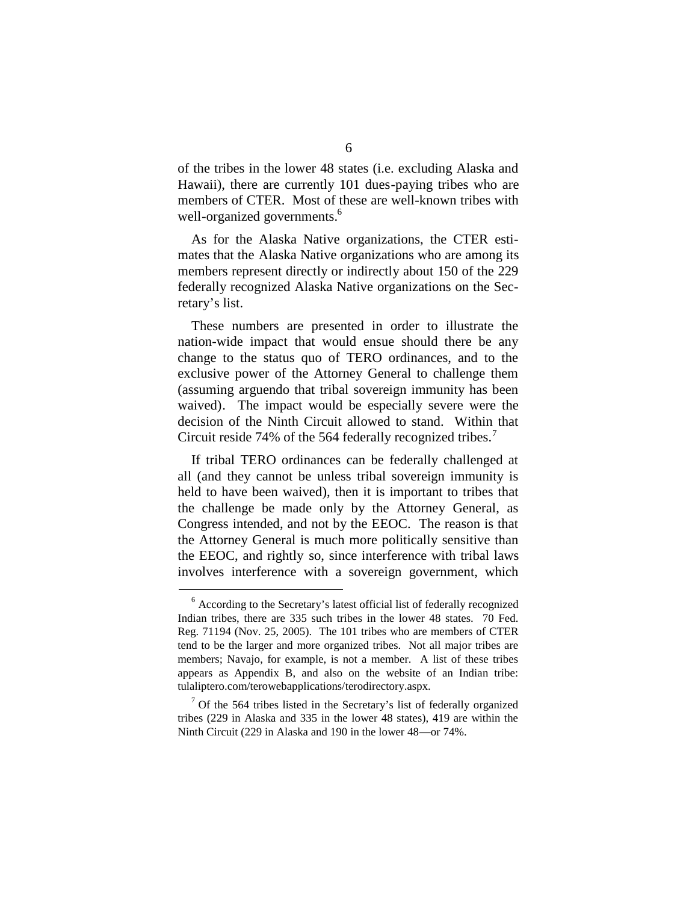of the tribes in the lower 48 states (i.e. excluding Alaska and Hawaii), there are currently 101 dues-paying tribes who are members of CTER. Most of these are well-known tribes with well-organized governments.[6]

As for the Alaska Native organizations, the CTER estimates that the Alaska Native organizations who are among its members represent directly or indirectly about 150 of the 229 federally recognized Alaska Native organizations on the Secretary's list.

These numbers are presented in order to illustrate the nation-wide impact that would ensue should there be any change to the status quo of TERO ordinances, and to the exclusive power of the Attorney General to challenge them (assuming arguendo that tribal sovereign immunity has been waived). The impact would be especially severe were the decision of the Ninth Circuit allowed to stand. Within that Circuit reside 74% of the 564 federally recognized tribes.[7]

If tribal TERO ordinances can be federally challenged at all (and they cannot be unless tribal sovereign immunity is held to have been waived), then it is important to tribes that the challenge be made only by the Attorney General, as Congress intended, and not by the EEOC. The reason is that the Attorney General is much more politically sensitive than the EEOC, and rightly so, since interference with tribal laws involves interference with a sovereign government, which

---

[6] According to the Secretary's latest official list of federally recognized Indian tribes, there are 335 such tribes in the lower 48 states. 70 Fed. Reg. 71194 (Nov. 25, 2005). The 101 tribes who are members of CTER tend to be the larger and more organized tribes. Not all major tribes are members; Navajo, for example, is not a member. A list of these tribes appears as Appendix B, and also on the website of an Indian tribe: tulaliptero.com/terowebapplications/terodirectory.aspx.

[7] Of the 564 tribes listed in the Secretary's list of federally organized tribes (229 in Alaska and 335 in the lower 48 states), 419 are within the Ninth Circuit (229 in Alaska and 190 in the lower 48—or 74%.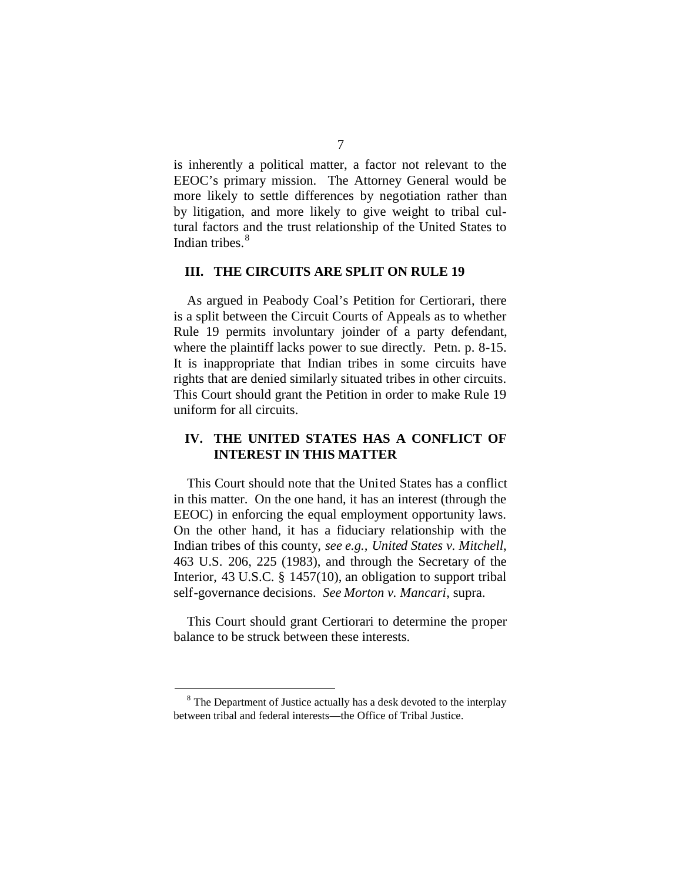is inherently a political matter, a factor not relevant to the EEOC's primary mission. The Attorney General would be more likely to settle differences by negotiation rather than by litigation, and more likely to give weight to tribal cultural factors and the trust relationship of the United States to Indian tribes.[8]

## III. THE CIRCUITS ARE SPLIT ON RULE 19

As argued in Peabody Coal's Petition for Certiorari, there is a split between the Circuit Courts of Appeals as to whether Rule 19 permits involuntary joinder of a party defendant, where the plaintiff lacks power to sue directly. Petn. p. 8-15. It is inappropriate that Indian tribes in some circuits have rights that are denied similarly situated tribes in other circuits. This Court should grant the Petition in order to make Rule 19 uniform for all circuits.

## IV. THE UNITED STATES HAS A CONFLICT OF INTEREST IN THIS MATTER

This Court should note that the United States has a conflict in this matter. On the one hand, it has an interest (through the EEOC) in enforcing the equal employment opportunity laws. On the other hand, it has a fiduciary relationship with the Indian tribes of this county, *see e.g.*, *United States v. Mitchell*, 463 U.S. 206, 225 (1983), and through the Secretary of the Interior, 43 U.S.C. § 1457(10), an obligation to support tribal self-governance decisions. *See Morton v. Mancari*, supra.

This Court should grant Certiorari to determine the proper balance to be struck between these interests.

[8] The Department of Justice actually has a desk devoted to the interplay between tribal and federal interests—the Office of Tribal Justice.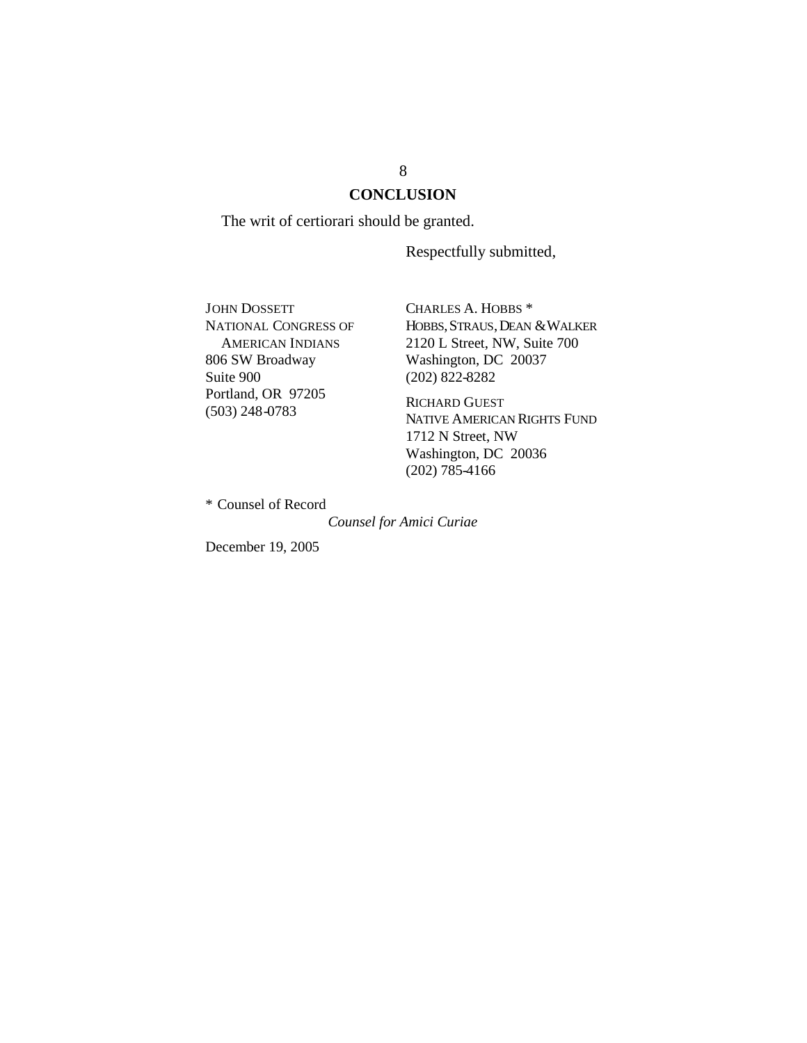## CONCLUSION

The writ of certiorari should be granted.

Respectfully submitted,

JOHN DOSSETT
NATIONAL CONGRESS OF AMERICAN INDIANS
806 SW Broadway
Suite 900
Portland, OR 97205
(503) 248-0783

CHARLES A. HOBBS *
HOBBS, STRAUS, DEAN & WALKER
2120 L Street, NW, Suite 700
Washington, DC 20037
(202) 822-8282

RICHARD GUEST
NATIVE AMERICAN RIGHTS FUND
1712 N Street, NW
Washington, DC 20036
(202) 785-4166

* Counsel of Record

*Counsel for Amici Curiae*

December 19, 2005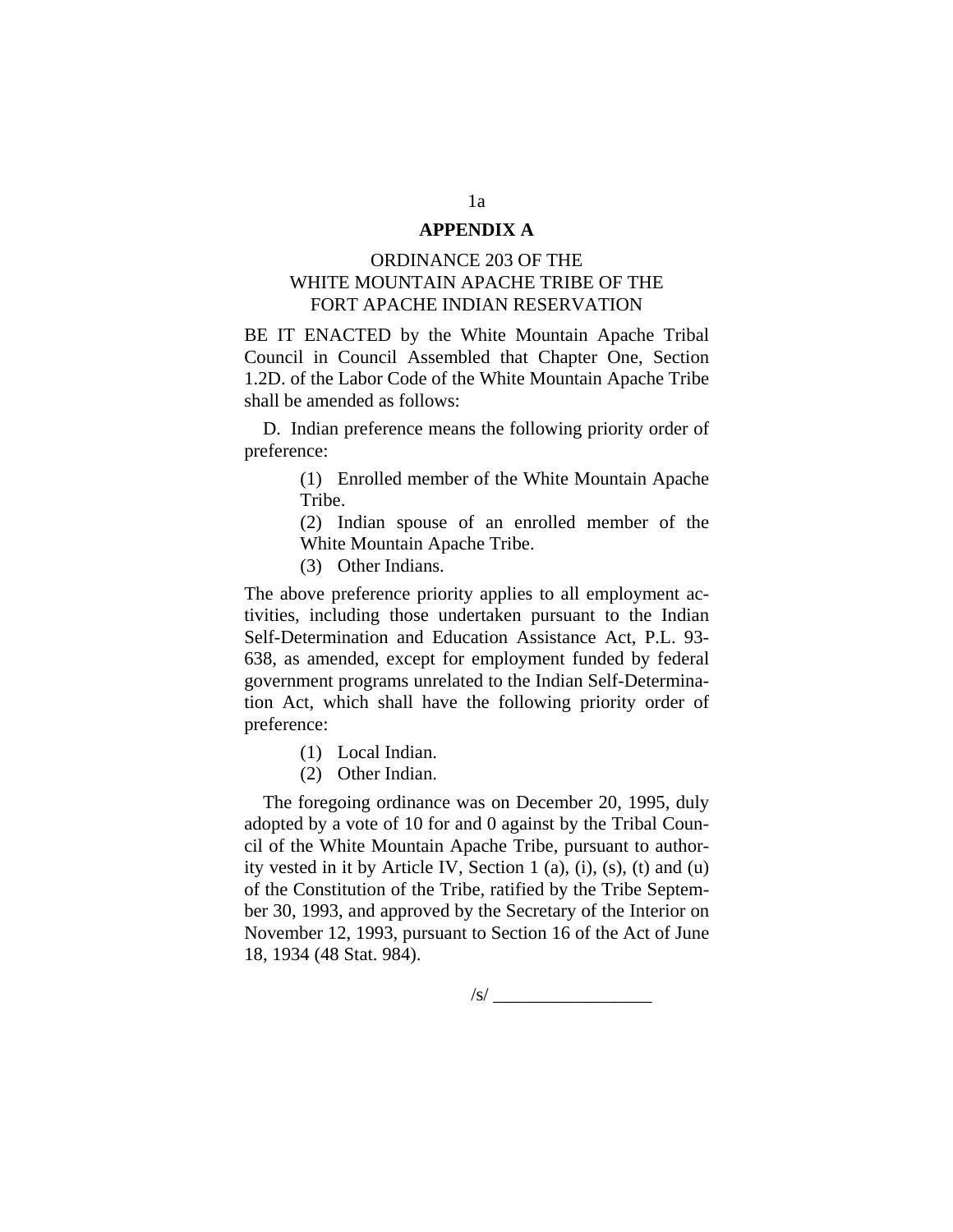## APPENDIX A

ORDINANCE 203 OF THE
WHITE MOUNTAIN APACHE TRIBE OF THE
FORT APACHE INDIAN RESERVATION

BE IT ENACTED by the White Mountain Apache Tribal Council in Council Assembled that Chapter One, Section 1.2D. of the Labor Code of the White Mountain Apache Tribe shall be amended as follows:

D. Indian preference means the following priority order of preference:

> (1) Enrolled member of the White Mountain Apache Tribe.
>
> (2) Indian spouse of an enrolled member of the White Mountain Apache Tribe.
>
> (3) Other Indians.

The above preference priority applies to all employment activities, including those undertaken pursuant to the Indian Self-Determination and Education Assistance Act, P.L. 93-638, as amended, except for employment funded by federal government programs unrelated to the Indian Self-Determination Act, which shall have the following priority order of preference:

> (1) Local Indian.
>
> (2) Other Indian.

The foregoing ordinance was on December 20, 1995, duly adopted by a vote of 10 for and 0 against by the Tribal Council of the White Mountain Apache Tribe, pursuant to authority vested in it by Article IV, Section 1 (a), (i), (s), (t) and (u) of the Constitution of the Tribe, ratified by the Tribe September 30, 1993, and approved by the Secretary of the Interior on November 12, 1993, pursuant to Section 16 of the Act of June 18, 1934 (48 Stat. 984).

/s/ ________________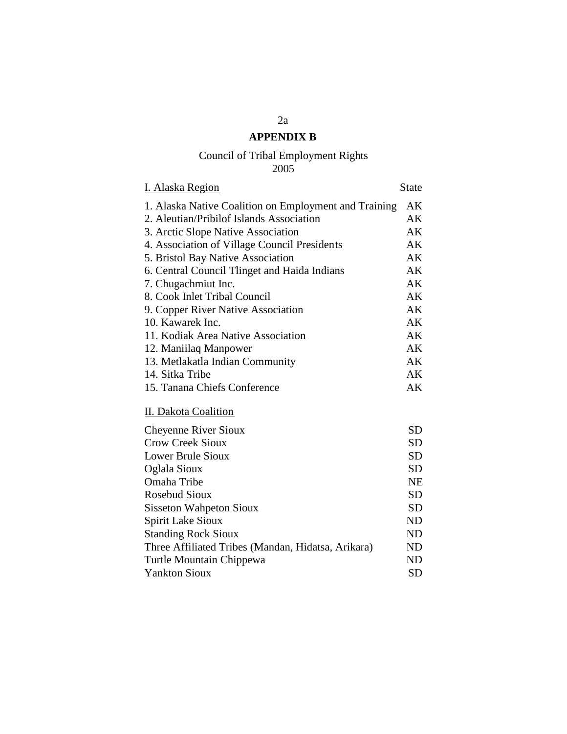## APPENDIX B

Council of Tribal Employment Rights
2005

| I. Alaska Region | State |
|---|---|
| 1. Alaska Native Coalition on Employment and Training | AK |
| 2. Aleutian/Pribilof Islands Association | AK |
| 3. Arctic Slope Native Association | AK |
| 4. Association of Village Council Presidents | AK |
| 5. Bristol Bay Native Association | AK |
| 6. Central Council Tlinget and Haida Indians | AK |
| 7. Chugachmiut Inc. | AK |
| 8. Cook Inlet Tribal Council | AK |
| 9. Copper River Native Association | AK |
| 10. Kawarek Inc. | AK |
| 11. Kodiak Area Native Association | AK |
| 12. Maniilaq Manpower | AK |
| 13. Metlakatla Indian Community | AK |
| 14. Sitka Tribe | AK |
| 15. Tanana Chiefs Conference | AK |

| II. Dakota Coalition | |
|---|---|
| Cheyenne River Sioux | SD |
| Crow Creek Sioux | SD |
| Lower Brule Sioux | SD |
| Oglala Sioux | SD |
| Omaha Tribe | NE |
| Rosebud Sioux | SD |
| Sisseton Wahpeton Sioux | SD |
| Spirit Lake Sioux | ND |
| Standing Rock Sioux | ND |
| Three Affiliated Tribes (Mandan, Hidatsa, Arikara) | ND |
| Turtle Mountain Chippewa | ND |
| Yankton Sioux | SD |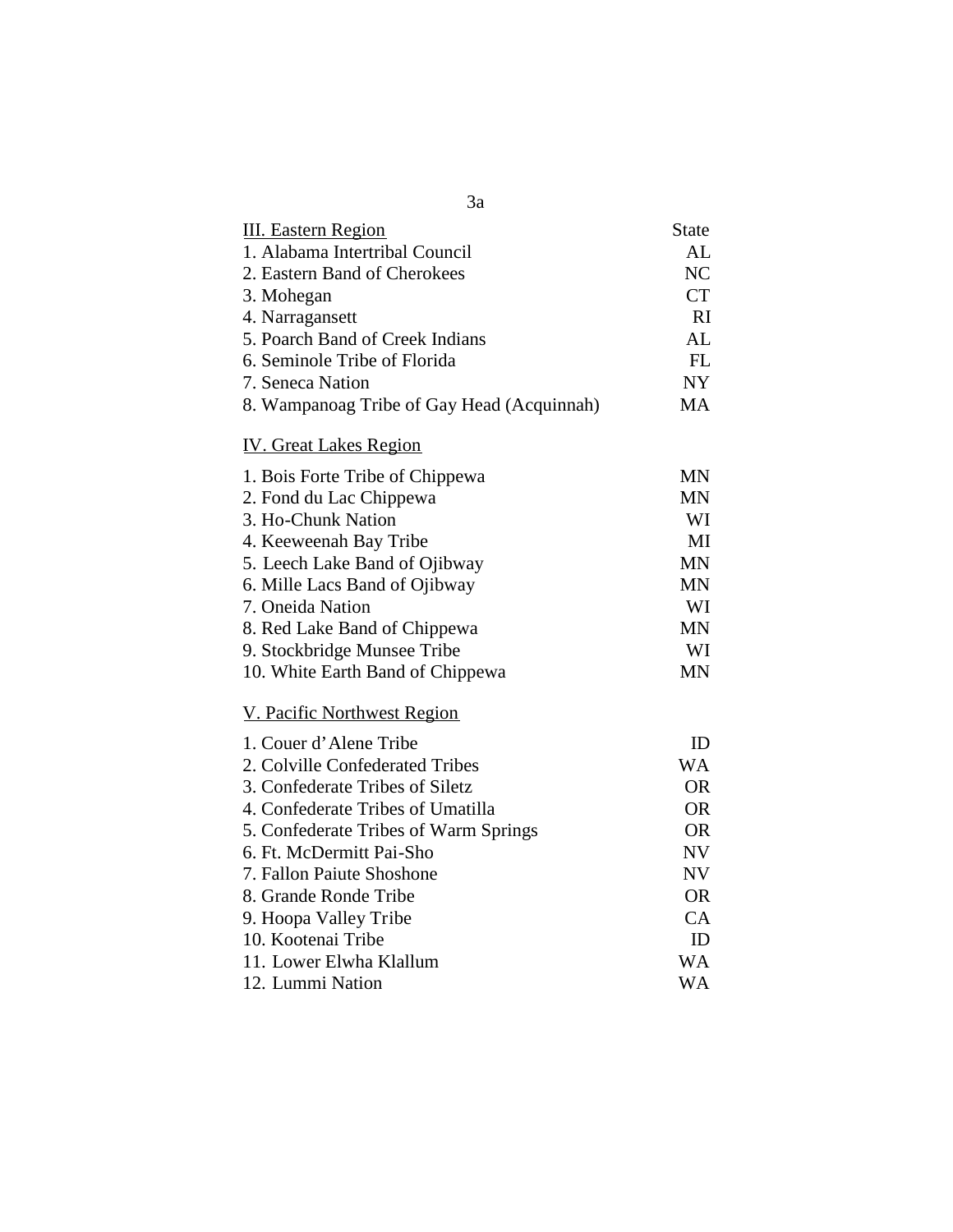| III. Eastern Region | State |
|---|---|
| 1. Alabama Intertribal Council | AL |
| 2. Eastern Band of Cherokees | NC |
| 3. Mohegan | CT |
| 4. Narragansett | RI |
| 5. Poarch Band of Creek Indians | AL |
| 6. Seminole Tribe of Florida | FL |
| 7. Seneca Nation | NY |
| 8. Wampanoag Tribe of Gay Head (Acquinnah) | MA |
| **IV. Great Lakes Region** | |
| 1. Bois Forte Tribe of Chippewa | MN |
| 2. Fond du Lac Chippewa | MN |
| 3. Ho-Chunk Nation | WI |
| 4. Keeweenah Bay Tribe | MI |
| 5. Leech Lake Band of Ojibway | MN |
| 6. Mille Lacs Band of Ojibway | MN |
| 7. Oneida Nation | WI |
| 8. Red Lake Band of Chippewa | MN |
| 9. Stockbridge Munsee Tribe | WI |
| 10. White Earth Band of Chippewa | MN |
| **V. Pacific Northwest Region** | |
| 1. Couer d'Alene Tribe | ID |
| 2. Colville Confederated Tribes | WA |
| 3. Confederate Tribes of Siletz | OR |
| 4. Confederate Tribes of Umatilla | OR |
| 5. Confederate Tribes of Warm Springs | OR |
| 6. Ft. McDermitt Pai-Sho | NV |
| 7. Fallon Paiute Shoshone | NV |
| 8. Grande Ronde Tribe | OR |
| 9. Hoopa Valley Tribe | CA |
| 10. Kootenai Tribe | ID |
| 11. Lower Elwha Klallum | WA |
| 12. Lummi Nation | WA |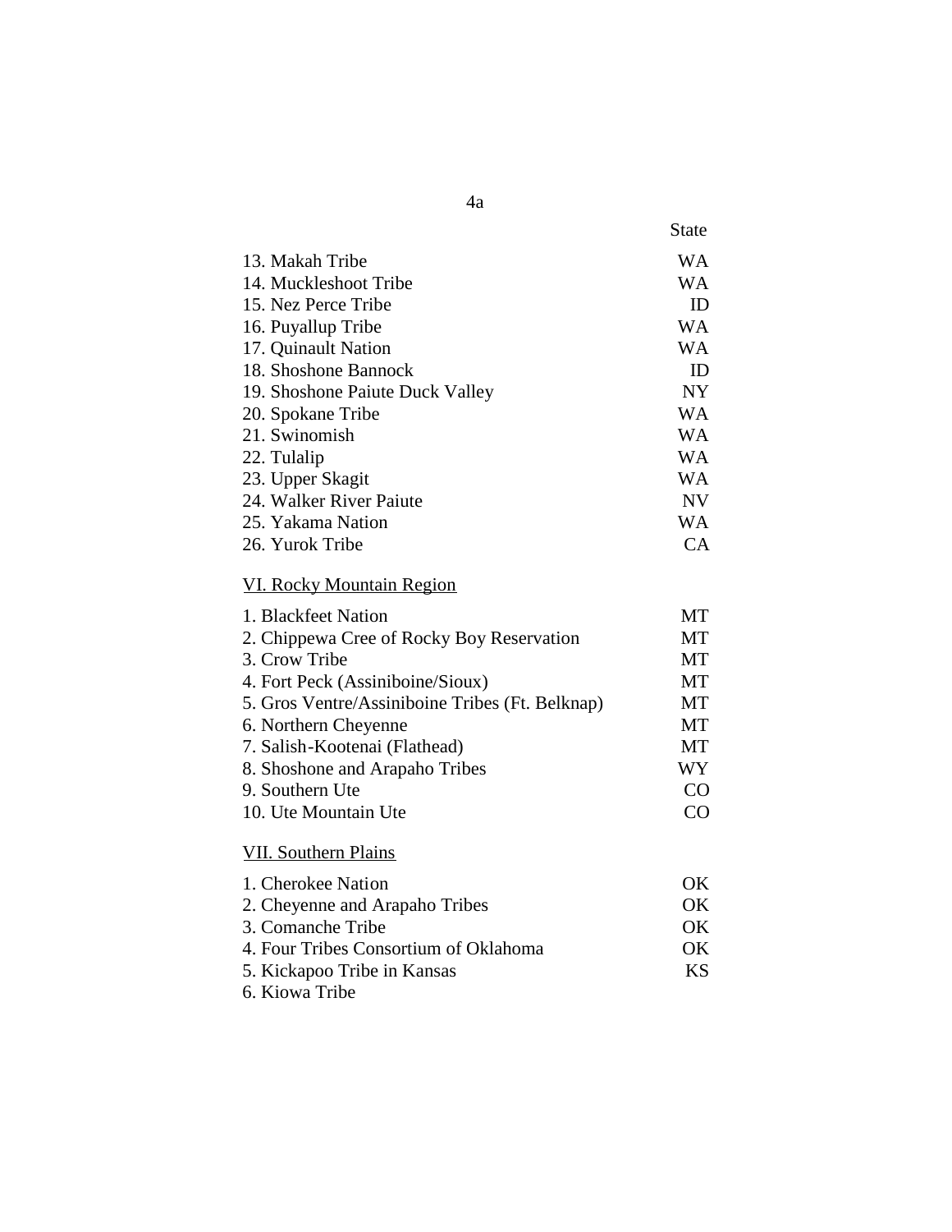| | State |
|---|---|
| 13. Makah Tribe | WA |
| 14. Muckleshoot Tribe | WA |
| 15. Nez Perce Tribe | ID |
| 16. Puyallup Tribe | WA |
| 17. Quinault Nation | WA |
| 18. Shoshone Bannock | ID |
| 19. Shoshone Paiute Duck Valley | NY |
| 20. Spokane Tribe | WA |
| 21. Swinomish | WA |
| 22. Tulalip | WA |
| 23. Upper Skagit | WA |
| 24. Walker River Paiute | NV |
| 25. Yakama Nation | WA |
| 26. Yurok Tribe | CA |

VI. Rocky Mountain Region

| | |
|---|---|
| 1. Blackfeet Nation | MT |
| 2. Chippewa Cree of Rocky Boy Reservation | MT |
| 3. Crow Tribe | MT |
| 4. Fort Peck (Assiniboine/Sioux) | MT |
| 5. Gros Ventre/Assiniboine Tribes (Ft. Belknap) | MT |
| 6. Northern Cheyenne | MT |
| 7. Salish-Kootenai (Flathead) | MT |
| 8. Shoshone and Arapaho Tribes | WY |
| 9. Southern Ute | CO |
| 10. Ute Mountain Ute | CO |

VII. Southern Plains

| | |
|---|---|
| 1. Cherokee Nation | OK |
| 2. Cheyenne and Arapaho Tribes | OK |
| 3. Comanche Tribe | OK |
| 4. Four Tribes Consortium of Oklahoma | OK |
| 5. Kickapoo Tribe in Kansas | KS |
| 6. Kiowa Tribe | |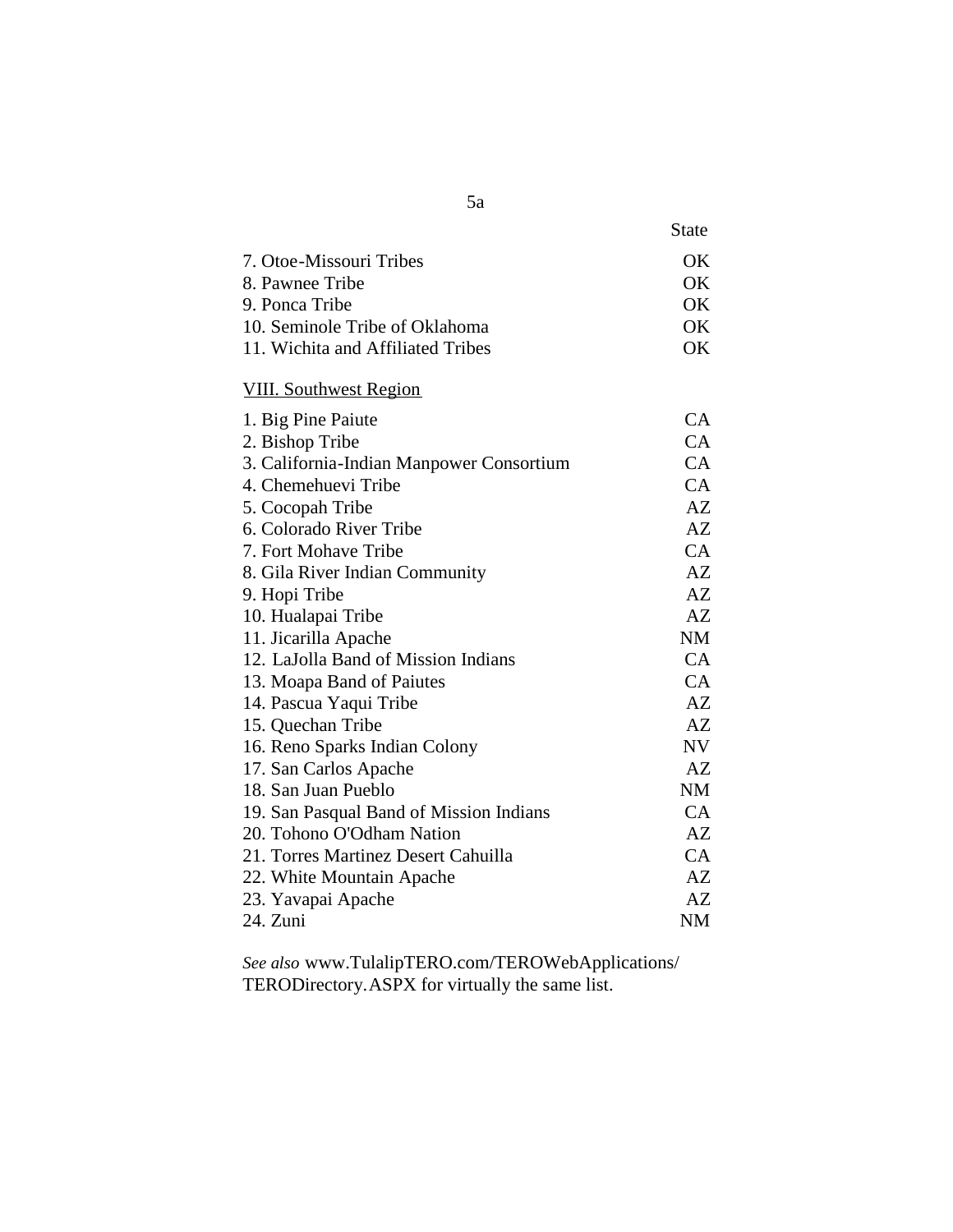| | State |
|---|---|
| 7. Otoe-Missouri Tribes | OK |
| 8. Pawnee Tribe | OK |
| 9. Ponca Tribe | OK |
| 10. Seminole Tribe of Oklahoma | OK |
| 11. Wichita and Affiliated Tribes | OK |

<u>VIII. Southwest Region</u>

| | |
|---|---|
| 1. Big Pine Paiute | CA |
| 2. Bishop Tribe | CA |
| 3. California-Indian Manpower Consortium | CA |
| 4. Chemehuevi Tribe | CA |
| 5. Cocopah Tribe | AZ |
| 6. Colorado River Tribe | AZ |
| 7. Fort Mohave Tribe | CA |
| 8. Gila River Indian Community | AZ |
| 9. Hopi Tribe | AZ |
| 10. Hualapai Tribe | AZ |
| 11. Jicarilla Apache | NM |
| 12. LaJolla Band of Mission Indians | CA |
| 13. Moapa Band of Paiutes | CA |
| 14. Pascua Yaqui Tribe | AZ |
| 15. Quechan Tribe | AZ |
| 16. Reno Sparks Indian Colony | NV |
| 17. San Carlos Apache | AZ |
| 18. San Juan Pueblo | NM |
| 19. San Pasqual Band of Mission Indians | CA |
| 20. Tohono O'Odham Nation | AZ |
| 21. Torres Martinez Desert Cahuilla | CA |
| 22. White Mountain Apache | AZ |
| 23. Yavapai Apache | AZ |
| 24. Zuni | NM |

*See also* www.TulalipTERO.com/TEROWebApplications/TERODirectory.ASPX for virtually the same list.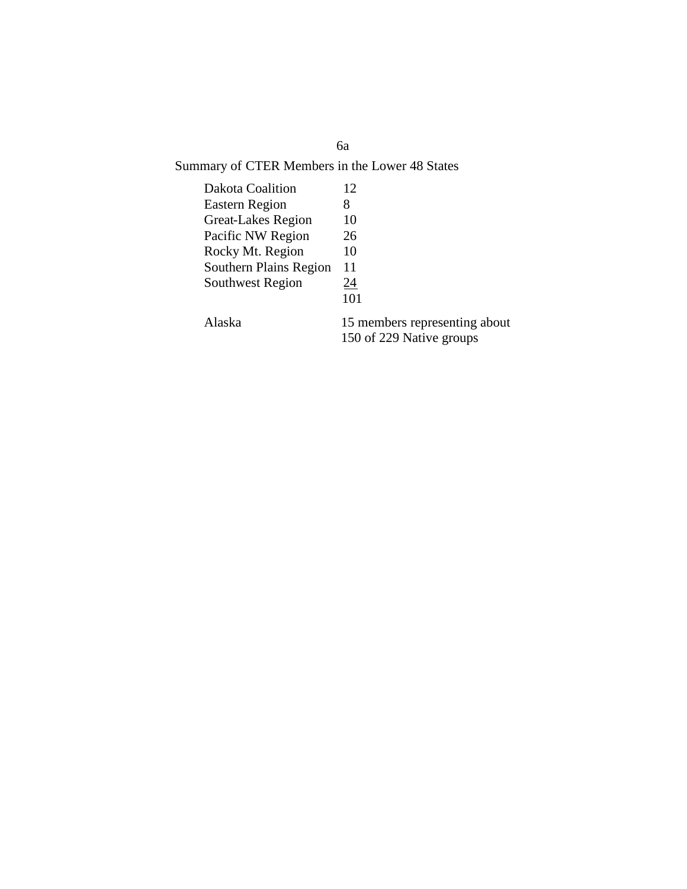6a

Summary of CTER Members in the Lower 48 States

| | |
|---|---|
| Dakota Coalition | 12 |
| Eastern Region | 8 |
| Great-Lakes Region | 10 |
| Pacific NW Region | 26 |
| Rocky Mt. Region | 10 |
| Southern Plains Region | 11 |
| Southwest Region | 24 |
| | 101 |
| Alaska | 15 members representing about 150 of 229 Native groups |